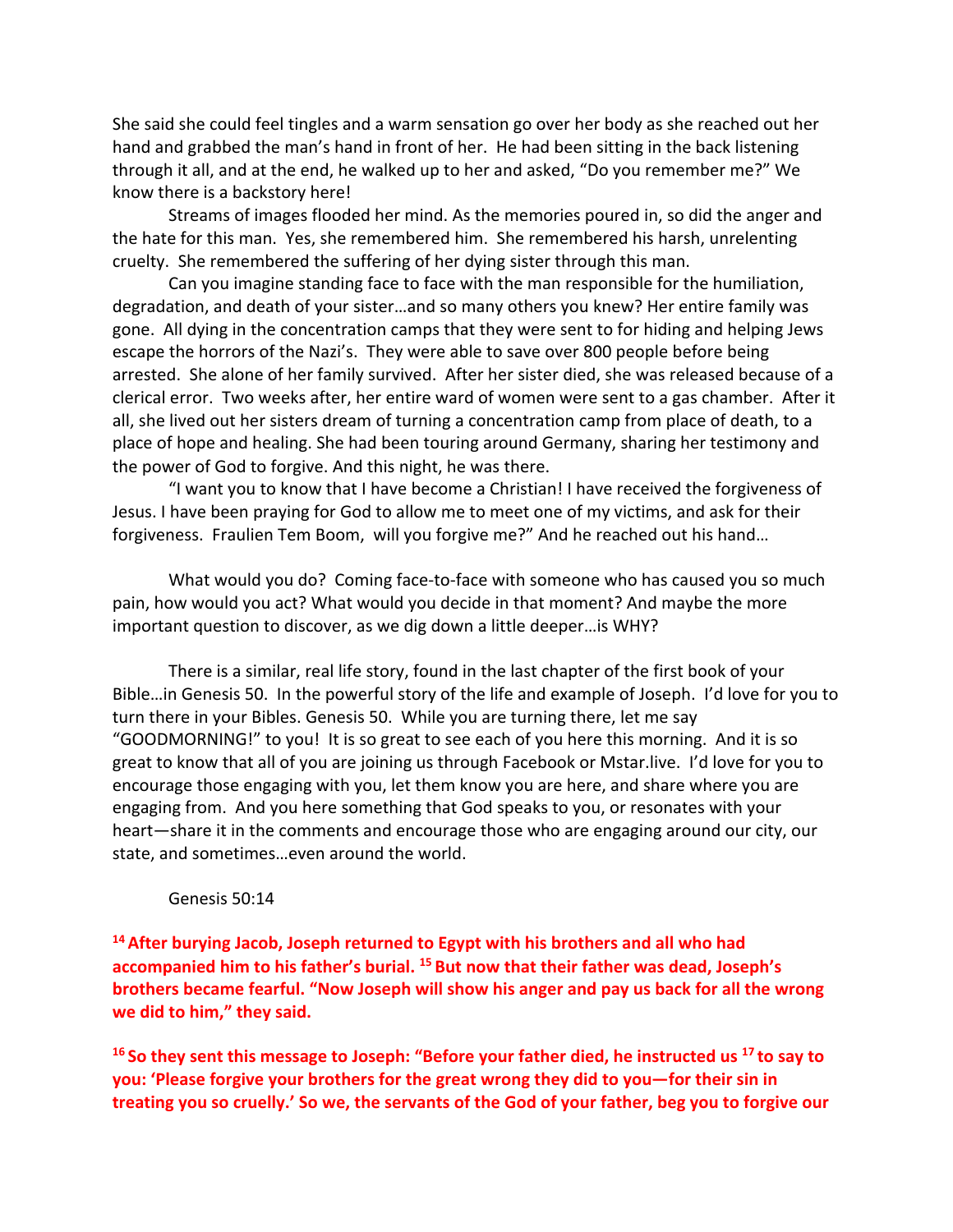She said she could feel tingles and a warm sensation go over her body as she reached out her hand and grabbed the man's hand in front of her. He had been sitting in the back listening through it all, and at the end, he walked up to her and asked, "Do you remember me?" We know there is a backstory here!

Streams of images flooded her mind. As the memories poured in, so did the anger and the hate for this man. Yes, she remembered him. She remembered his harsh, unrelenting cruelty. She remembered the suffering of her dying sister through this man.

Can you imagine standing face to face with the man responsible for the humiliation, degradation, and death of your sister…and so many others you knew? Her entire family was gone. All dying in the concentration camps that they were sent to for hiding and helping Jews escape the horrors of the Nazi's. They were able to save over 800 people before being arrested. She alone of her family survived. After her sister died, she was released because of a clerical error. Two weeks after, her entire ward of women were sent to a gas chamber. After it all, she lived out her sisters dream of turning a concentration camp from place of death, to a place of hope and healing. She had been touring around Germany, sharing her testimony and the power of God to forgive. And this night, he was there.

"I want you to know that I have become a Christian! I have received the forgiveness of Jesus. I have been praying for God to allow me to meet one of my victims, and ask for their forgiveness. Fraulien Tem Boom, will you forgive me?" And he reached out his hand…

What would you do? Coming face-to-face with someone who has caused you so much pain, how would you act? What would you decide in that moment? And maybe the more important question to discover, as we dig down a little deeper…is WHY?

There is a similar, real life story, found in the last chapter of the first book of your Bible…in Genesis 50. In the powerful story of the life and example of Joseph. I'd love for you to turn there in your Bibles. Genesis 50. While you are turning there, let me say "GOODMORNING!" to you! It is so great to see each of you here this morning. And it is so great to know that all of you are joining us through Facebook or Mstar.live. I'd love for you to encourage those engaging with you, let them know you are here, and share where you are engaging from. And you here something that God speaks to you, or resonates with your heart—share it in the comments and encourage those who are engaging around our city, our state, and sometimes…even around the world.

Genesis 50:14

**[14] After burying Jacob, Joseph returned to Egypt with his brothers and all who had accompanied him to his father's burial. [15] But now that their father was dead, Joseph's brothers became fearful. "Now Joseph will show his anger and pay us back for all the wrong we did to him," they said.**

**[16] So they sent this message to Joseph: "Before your father died, he instructed us [17] to say to you: 'Please forgive your brothers for the great wrong they did to you—for their sin in treating you so cruelly.' So we, the servants of the God of your father, beg you to forgive our**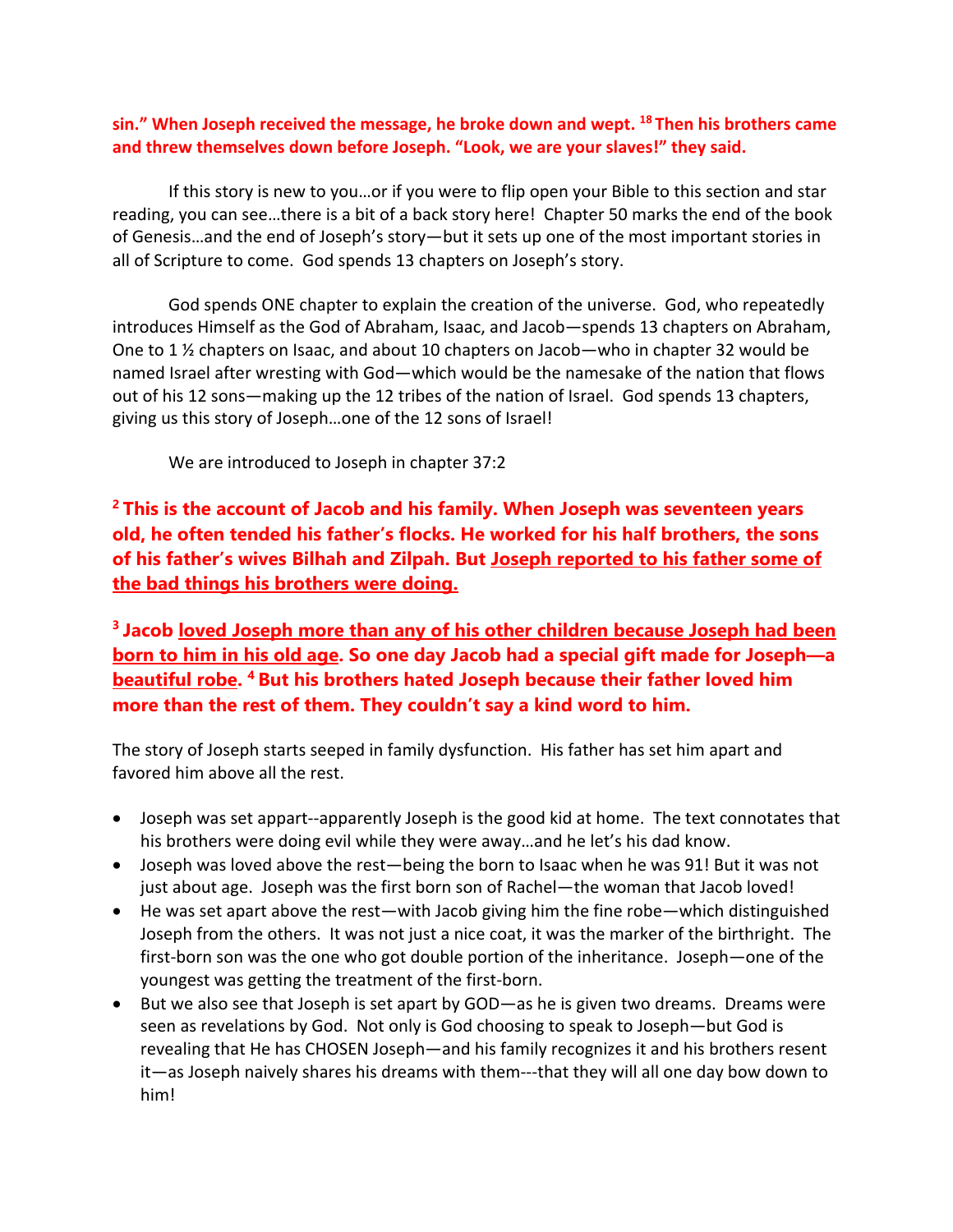**sin." When Joseph received the message, he broke down and wept. [18] Then his brothers came and threw themselves down before Joseph. "Look, we are your slaves!" they said.**

If this story is new to you…or if you were to flip open your Bible to this section and star reading, you can see…there is a bit of a back story here! Chapter 50 marks the end of the book of Genesis…and the end of Joseph's story—but it sets up one of the most important stories in all of Scripture to come. God spends 13 chapters on Joseph's story.

God spends ONE chapter to explain the creation of the universe. God, who repeatedly introduces Himself as the God of Abraham, Isaac, and Jacob—spends 13 chapters on Abraham, One to 1 ½ chapters on Isaac, and about 10 chapters on Jacob—who in chapter 32 would be named Israel after wresting with God—which would be the namesake of the nation that flows out of his 12 sons—making up the 12 tribes of the nation of Israel. God spends 13 chapters, giving us this story of Joseph…one of the 12 sons of Israel!

We are introduced to Joseph in chapter 37:2

**[2] This is the account of Jacob and his family. When Joseph was seventeen years old, he often tended his father's flocks. He worked for his half brothers, the sons of his father's wives Bilhah and Zilpah. But <u>Joseph reported to his father some of the bad things his brothers were doing.</u>**

**[3] Jacob <u>loved Joseph more than any of his other children because Joseph had been born to him in his old age</u>. So one day Jacob had a special gift made for Joseph—a <u>beautiful robe</u>. [4] But his brothers hated Joseph because their father loved him more than the rest of them. They couldn't say a kind word to him.**

The story of Joseph starts seeped in family dysfunction. His father has set him apart and favored him above all the rest.

- Joseph was set appart--apparently Joseph is the good kid at home. The text connotates that his brothers were doing evil while they were away…and he let's his dad know.
- Joseph was loved above the rest—being the born to Isaac when he was 91! But it was not just about age. Joseph was the first born son of Rachel—the woman that Jacob loved!
- He was set apart above the rest—with Jacob giving him the fine robe—which distinguished Joseph from the others. It was not just a nice coat, it was the marker of the birthright. The first-born son was the one who got double portion of the inheritance. Joseph—one of the youngest was getting the treatment of the first-born.
- But we also see that Joseph is set apart by GOD—as he is given two dreams. Dreams were seen as revelations by God. Not only is God choosing to speak to Joseph—but God is revealing that He has CHOSEN Joseph—and his family recognizes it and his brothers resent it—as Joseph naively shares his dreams with them---that they will all one day bow down to him!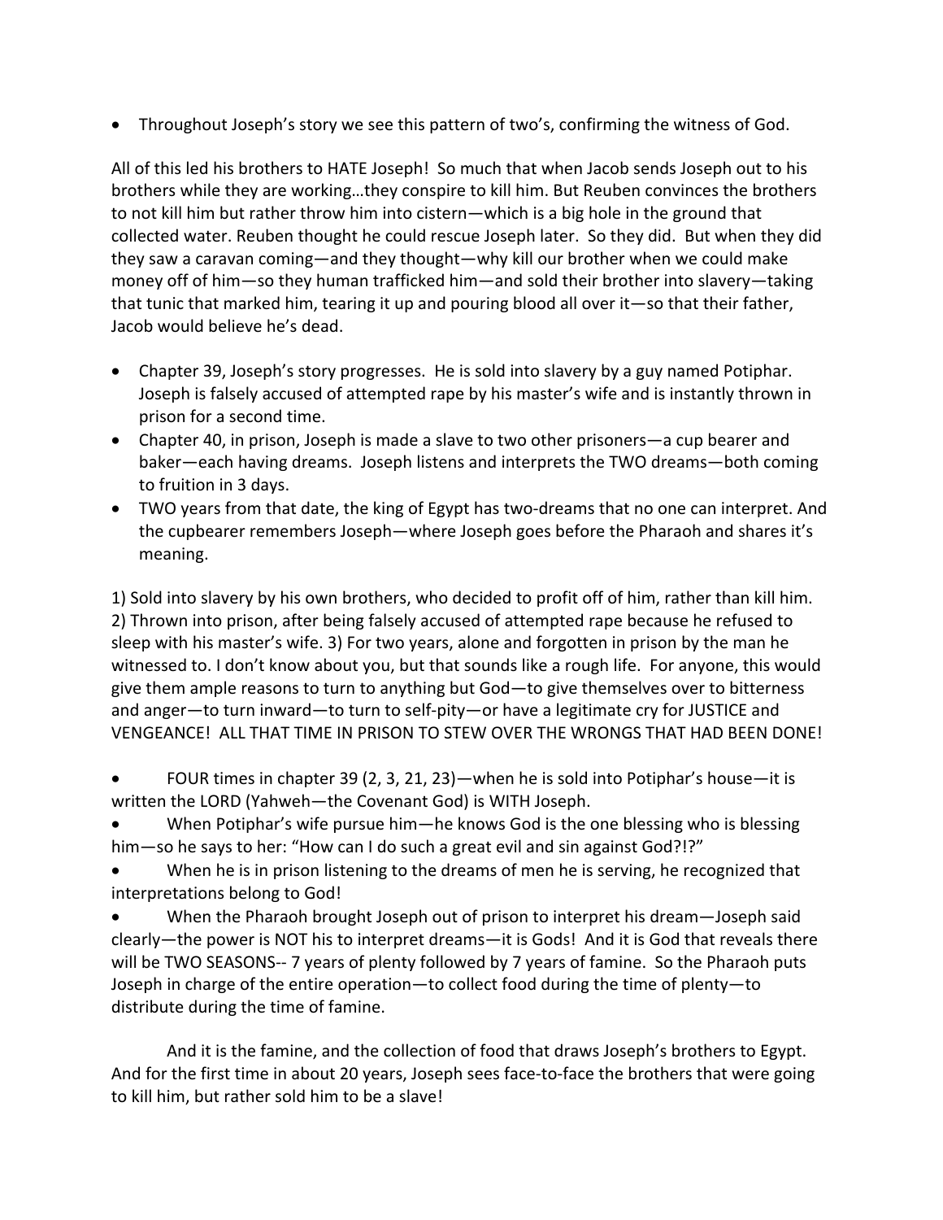- Throughout Joseph's story we see this pattern of two's, confirming the witness of God.

All of this led his brothers to HATE Joseph! So much that when Jacob sends Joseph out to his brothers while they are working…they conspire to kill him. But Reuben convinces the brothers to not kill him but rather throw him into cistern—which is a big hole in the ground that collected water. Reuben thought he could rescue Joseph later. So they did. But when they did they saw a caravan coming—and they thought—why kill our brother when we could make money off of him—so they human trafficked him—and sold their brother into slavery—taking that tunic that marked him, tearing it up and pouring blood all over it—so that their father, Jacob would believe he's dead.

- Chapter 39, Joseph's story progresses. He is sold into slavery by a guy named Potiphar. Joseph is falsely accused of attempted rape by his master's wife and is instantly thrown in prison for a second time.
- Chapter 40, in prison, Joseph is made a slave to two other prisoners—a cup bearer and baker—each having dreams. Joseph listens and interprets the TWO dreams—both coming to fruition in 3 days.
- TWO years from that date, the king of Egypt has two-dreams that no one can interpret. And the cupbearer remembers Joseph—where Joseph goes before the Pharaoh and shares it's meaning.

1) Sold into slavery by his own brothers, who decided to profit off of him, rather than kill him. 2) Thrown into prison, after being falsely accused of attempted rape because he refused to sleep with his master's wife. 3) For two years, alone and forgotten in prison by the man he witnessed to. I don't know about you, but that sounds like a rough life. For anyone, this would give them ample reasons to turn to anything but God—to give themselves over to bitterness and anger—to turn inward—to turn to self-pity—or have a legitimate cry for JUSTICE and VENGEANCE! ALL THAT TIME IN PRISON TO STEW OVER THE WRONGS THAT HAD BEEN DONE!

- FOUR times in chapter 39 (2, 3, 21, 23)—when he is sold into Potiphar's house—it is written the LORD (Yahweh—the Covenant God) is WITH Joseph.
- When Potiphar's wife pursue him—he knows God is the one blessing who is blessing him—so he says to her: "How can I do such a great evil and sin against God?!?"
- When he is in prison listening to the dreams of men he is serving, he recognized that interpretations belong to God!
- When the Pharaoh brought Joseph out of prison to interpret his dream—Joseph said clearly—the power is NOT his to interpret dreams—it is Gods! And it is God that reveals there will be TWO SEASONS-- 7 years of plenty followed by 7 years of famine. So the Pharaoh puts Joseph in charge of the entire operation—to collect food during the time of plenty—to distribute during the time of famine.

And it is the famine, and the collection of food that draws Joseph's brothers to Egypt. And for the first time in about 20 years, Joseph sees face-to-face the brothers that were going to kill him, but rather sold him to be a slave!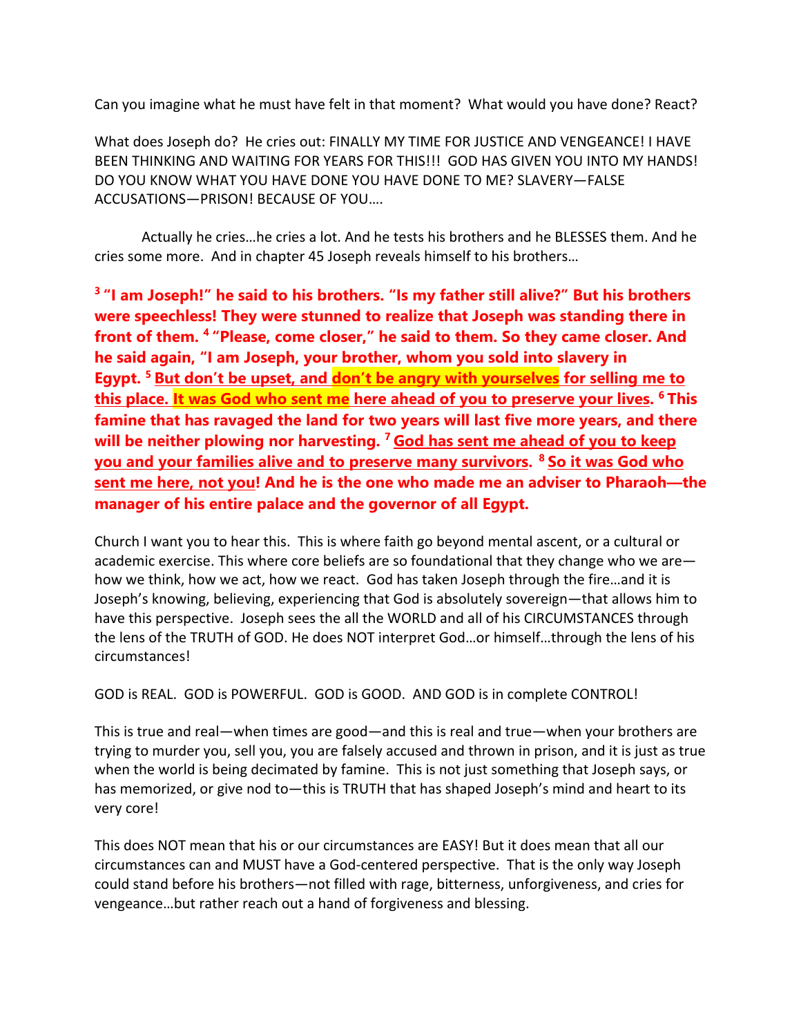Can you imagine what he must have felt in that moment? What would you have done? React?

What does Joseph do? He cries out: FINALLY MY TIME FOR JUSTICE AND VENGEANCE! I HAVE BEEN THINKING AND WAITING FOR YEARS FOR THIS!!! GOD HAS GIVEN YOU INTO MY HANDS! DO YOU KNOW WHAT YOU HAVE DONE YOU HAVE DONE TO ME? SLAVERY—FALSE ACCUSATIONS—PRISON! BECAUSE OF YOU….

Actually he cries…he cries a lot. And he tests his brothers and he BLESSES them. And he cries some more. And in chapter 45 Joseph reveals himself to his brothers…

**[3] "I am Joseph!" he said to his brothers. "Is my father still alive?" But his brothers were speechless! They were stunned to realize that Joseph was standing there in front of them. [4] "Please, come closer," he said to them. So they came closer. And he said again, "I am Joseph, your brother, whom you sold into slavery in Egypt. [5] <u>But don't be upset, and don't be angry with yourselves for selling me to this place. It was God who sent me here ahead of you to preserve your lives.</u> [6] This famine that has ravaged the land for two years will last five more years, and there will be neither plowing nor harvesting. [7] <u>God has sent me ahead of you to keep you and your families alive and to preserve many survivors.</u> [8] <u>So it was God who sent me here, not you</u>! And he is the one who made me an adviser to Pharaoh—the manager of his entire palace and the governor of all Egypt.**

Church I want you to hear this. This is where faith go beyond mental ascent, or a cultural or academic exercise. This where core beliefs are so foundational that they change who we are—how we think, how we act, how we react. God has taken Joseph through the fire…and it is Joseph's knowing, believing, experiencing that God is absolutely sovereign—that allows him to have this perspective. Joseph sees the all the WORLD and all of his CIRCUMSTANCES through the lens of the TRUTH of GOD. He does NOT interpret God…or himself…through the lens of his circumstances!

GOD is REAL. GOD is POWERFUL. GOD is GOOD. AND GOD is in complete CONTROL!

This is true and real—when times are good—and this is real and true—when your brothers are trying to murder you, sell you, you are falsely accused and thrown in prison, and it is just as true when the world is being decimated by famine. This is not just something that Joseph says, or has memorized, or give nod to—this is TRUTH that has shaped Joseph's mind and heart to its very core!

This does NOT mean that his or our circumstances are EASY! But it does mean that all our circumstances can and MUST have a God-centered perspective. That is the only way Joseph could stand before his brothers—not filled with rage, bitterness, unforgiveness, and cries for vengeance…but rather reach out a hand of forgiveness and blessing.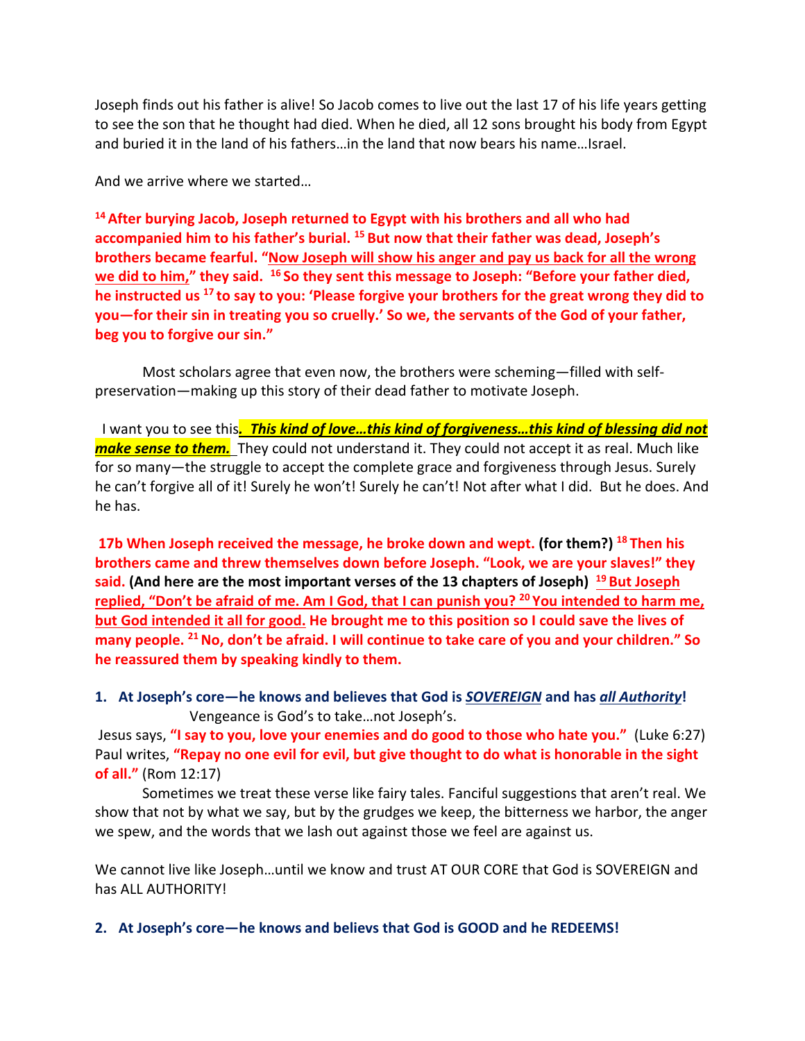Joseph finds out his father is alive! So Jacob comes to live out the last 17 of his life years getting to see the son that he thought had died. When he died, all 12 sons brought his body from Egypt and buried it in the land of his fathers…in the land that now bears his name…Israel.

And we arrive where we started…

**[14] After burying Jacob, Joseph returned to Egypt with his brothers and all who had accompanied him to his father's burial. [15] But now that their father was dead, Joseph's brothers became fearful. "Now Joseph will show his anger and pay us back for all the wrong we did to him," they said. [16] So they sent this message to Joseph: "Before your father died, he instructed us [17] to say to you: 'Please forgive your brothers for the great wrong they did to you—for their sin in treating you so cruelly.' So we, the servants of the God of your father, beg you to forgive our sin."**

Most scholars agree that even now, the brothers were scheming—filled with self-preservation—making up this story of their dead father to motivate Joseph.

I want you to see this***. This kind of love…this kind of forgiveness…this kind of blessing did not make sense to them.*** They could not understand it. They could not accept it as real. Much like for so many—the struggle to accept the complete grace and forgiveness through Jesus. Surely he can't forgive all of it! Surely he won't! Surely he can't! Not after what I did. But he does. And he has.

**17b When Joseph received the message, he broke down and wept. (for them?) [18] Then his brothers came and threw themselves down before Joseph. "Look, we are your slaves!" they said. (And here are the most important verses of the 13 chapters of Joseph) [19] But Joseph replied, "Don't be afraid of me. Am I God, that I can punish you? [20] You intended to harm me, but God intended it all for good. He brought me to this position so I could save the lives of many people. [21] No, don't be afraid. I will continue to take care of you and your children." So he reassured them by speaking kindly to them.**

1. **At Joseph's core—he knows and believes that God is *SOVEREIGN* and has *all Authority*!**

Vengeance is God's to take…not Joseph's.

Jesus says, **"I say to you, love your enemies and do good to those who hate you."** (Luke 6:27)
Paul writes, **"Repay no one evil for evil, but give thought to do what is honorable in the sight of all."** (Rom 12:17)

Sometimes we treat these verse like fairy tales. Fanciful suggestions that aren't real. We show that not by what we say, but by the grudges we keep, the bitterness we harbor, the anger we spew, and the words that we lash out against those we feel are against us.

We cannot live like Joseph…until we know and trust AT OUR CORE that God is SOVEREIGN and has ALL AUTHORITY!

2. **At Joseph's core—he knows and believs that God is GOOD and he REDEEMS!**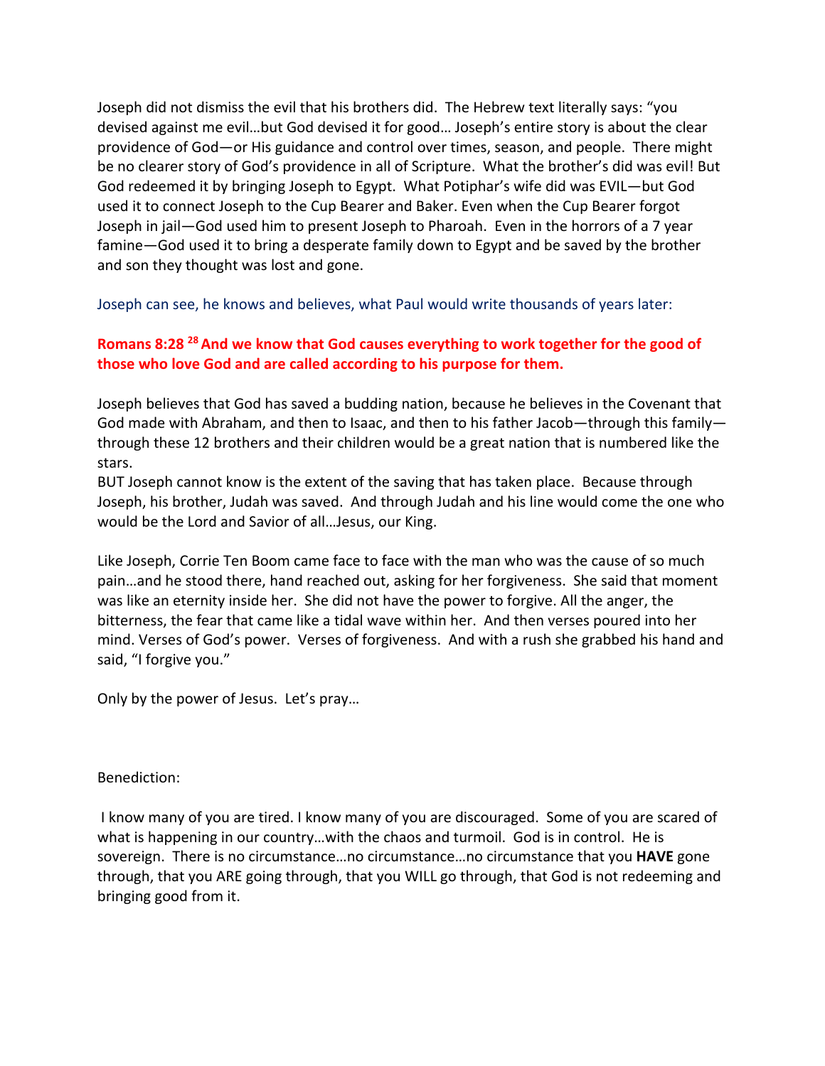Joseph did not dismiss the evil that his brothers did. The Hebrew text literally says: "you devised against me evil…but God devised it for good… Joseph's entire story is about the clear providence of God—or His guidance and control over times, season, and people. There might be no clearer story of God's providence in all of Scripture. What the brother's did was evil! But God redeemed it by bringing Joseph to Egypt. What Potiphar's wife did was EVIL—but God used it to connect Joseph to the Cup Bearer and Baker. Even when the Cup Bearer forgot Joseph in jail—God used him to present Joseph to Pharoah. Even in the horrors of a 7 year famine—God used it to bring a desperate family down to Egypt and be saved by the brother and son they thought was lost and gone.

Joseph can see, he knows and believes, what Paul would write thousands of years later:

**Romans 8:28 [28] And we know that God causes everything to work together for the good of those who love God and are called according to his purpose for them.**

Joseph believes that God has saved a budding nation, because he believes in the Covenant that God made with Abraham, and then to Isaac, and then to his father Jacob—through this family—through these 12 brothers and their children would be a great nation that is numbered like the stars.
BUT Joseph cannot know is the extent of the saving that has taken place. Because through Joseph, his brother, Judah was saved. And through Judah and his line would come the one who would be the Lord and Savior of all…Jesus, our King.

Like Joseph, Corrie Ten Boom came face to face with the man who was the cause of so much pain…and he stood there, hand reached out, asking for her forgiveness. She said that moment was like an eternity inside her. She did not have the power to forgive. All the anger, the bitterness, the fear that came like a tidal wave within her. And then verses poured into her mind. Verses of God's power. Verses of forgiveness. And with a rush she grabbed his hand and said, "I forgive you."

Only by the power of Jesus. Let's pray…

Benediction:

I know many of you are tired. I know many of you are discouraged. Some of you are scared of what is happening in our country…with the chaos and turmoil. God is in control. He is sovereign. There is no circumstance…no circumstance…no circumstance that you **HAVE** gone through, that you ARE going through, that you WILL go through, that God is not redeeming and bringing good from it.